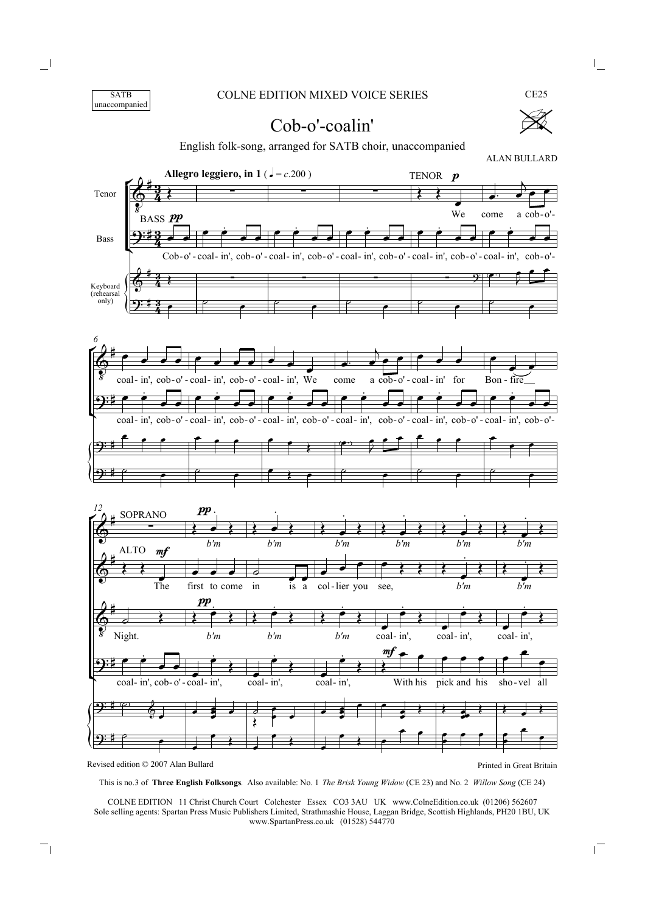SATB unaccompanied

COLNE EDITION MIXED VOICE SERIES

CE25

# Cob-o'-coalin'

English folk-song, arranged for SATB choir, unaccompanied

ALAN BULLARD

Revised edition © 2007 Alan Bullard

Printed in Great Britain

This is no.3 of **Three English Folksongs**. Also available: No. 1 *The Brisk Young Widow* (CE 23) and No. 2 *Willow Song* (CE 24)

COLNE EDITION 11 Christ Church Court Colchester Essex CO3 3AU UK www.ColneEdition.co.uk (01206) 562607
Sole selling agents: Spartan Press Music Publishers Limited, Strathmashie House, Laggan Bridge, Scottish Highlands, PH20 1BU, UK
www.SpartanPress.co.uk (01528) 544770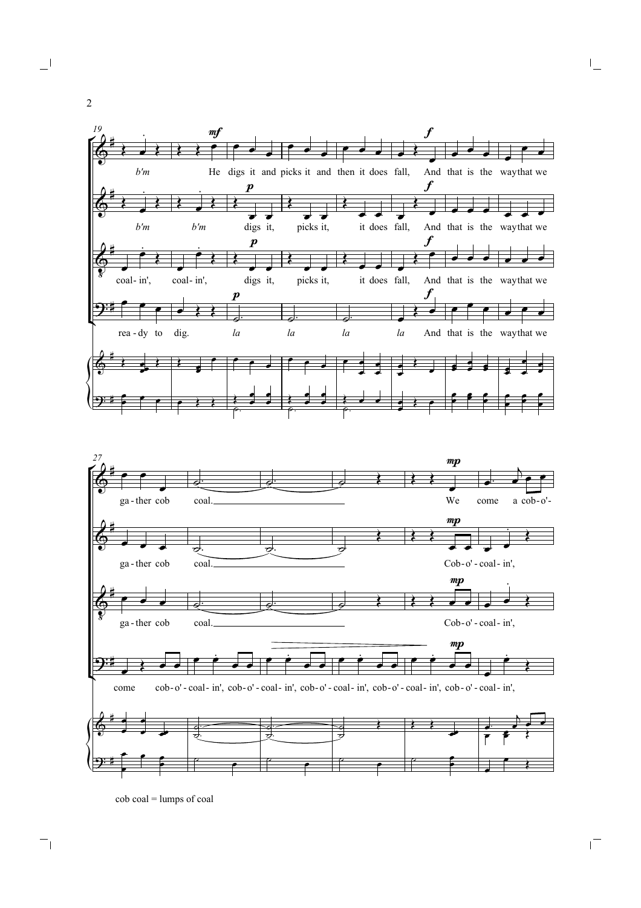cob coal = lumps of coal